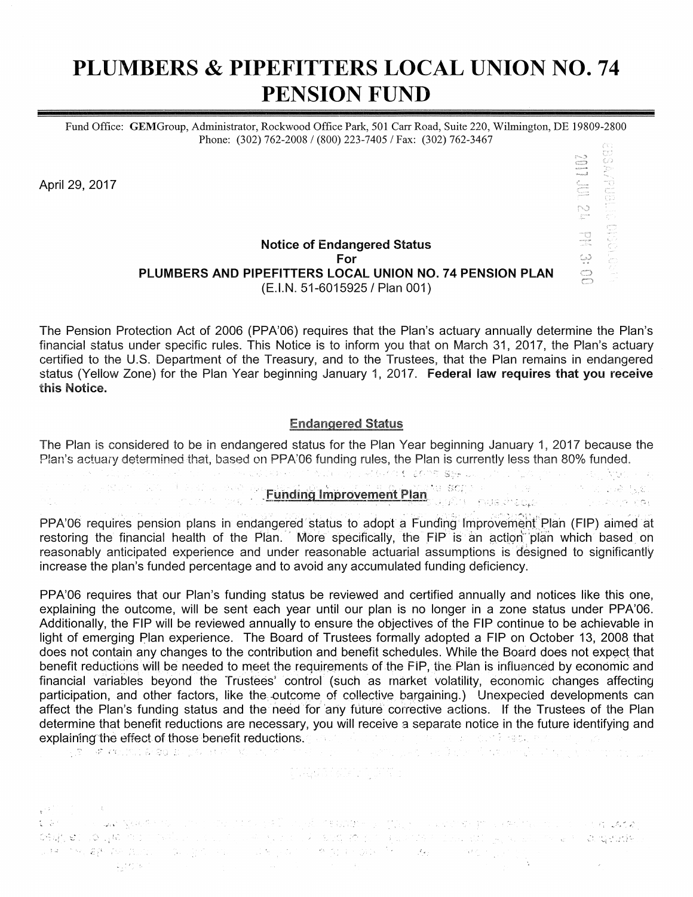# PLUMBERS & PIPEFITTERS LOCAL UNION NO. 74 PENSION FUND

Fund Office: **GEM**Group, Administrator, Rockwood Office Park, 501 Carr Road, Suite 220, Wilmington, DE 19809-2800
Phone: (302) 762-2008 / (800) 223-7405 / Fax: (302) 762-3467

April 29, 2017

**Notice of Endangered Status**
**For**
**PLUMBERS AND PIPEFITTERS LOCAL UNION NO. 74 PENSION PLAN**
(E.I.N. 51-6015925 / Plan 001)

The Pension Protection Act of 2006 (PPA'06) requires that the Plan's actuary annually determine the Plan's financial status under specific rules. This Notice is to inform you that on March 31, 2017, the Plan's actuary certified to the U.S. Department of the Treasury, and to the Trustees, that the Plan remains in endangered status (Yellow Zone) for the Plan Year beginning January 1, 2017. **Federal law requires that you receive this Notice.**

## Endangered Status

The Plan is considered to be in endangered status for the Plan Year beginning January 1, 2017 because the Plan's actuary determined that, based on PPA'06 funding rules, the Plan is currently less than 80% funded.

## Funding Improvement Plan

PPA'06 requires pension plans in endangered status to adopt a Funding Improvement Plan (FIP) aimed at restoring the financial health of the Plan. More specifically, the FIP is an action plan which based on reasonably anticipated experience and under reasonable actuarial assumptions is designed to significantly increase the plan's funded percentage and to avoid any accumulated funding deficiency.

PPA'06 requires that our Plan's funding status be reviewed and certified annually and notices like this one, explaining the outcome, will be sent each year until our plan is no longer in a zone status under PPA'06. Additionally, the FIP will be reviewed annually to ensure the objectives of the FIP continue to be achievable in light of emerging Plan experience. The Board of Trustees formally adopted a FIP on October 13, 2008 that does not contain any changes to the contribution and benefit schedules. While the Board does not expect that benefit reductions will be needed to meet the requirements of the FIP, the Plan is influenced by economic and financial variables beyond the Trustees' control (such as market volatility, economic changes affecting participation, and other factors, like the outcome of collective bargaining.) Unexpected developments can affect the Plan's funding status and the need for any future corrective actions. If the Trustees of the Plan determine that benefit reductions are necessary, you will receive a separate notice in the future identifying and explaining the effect of those benefit reductions.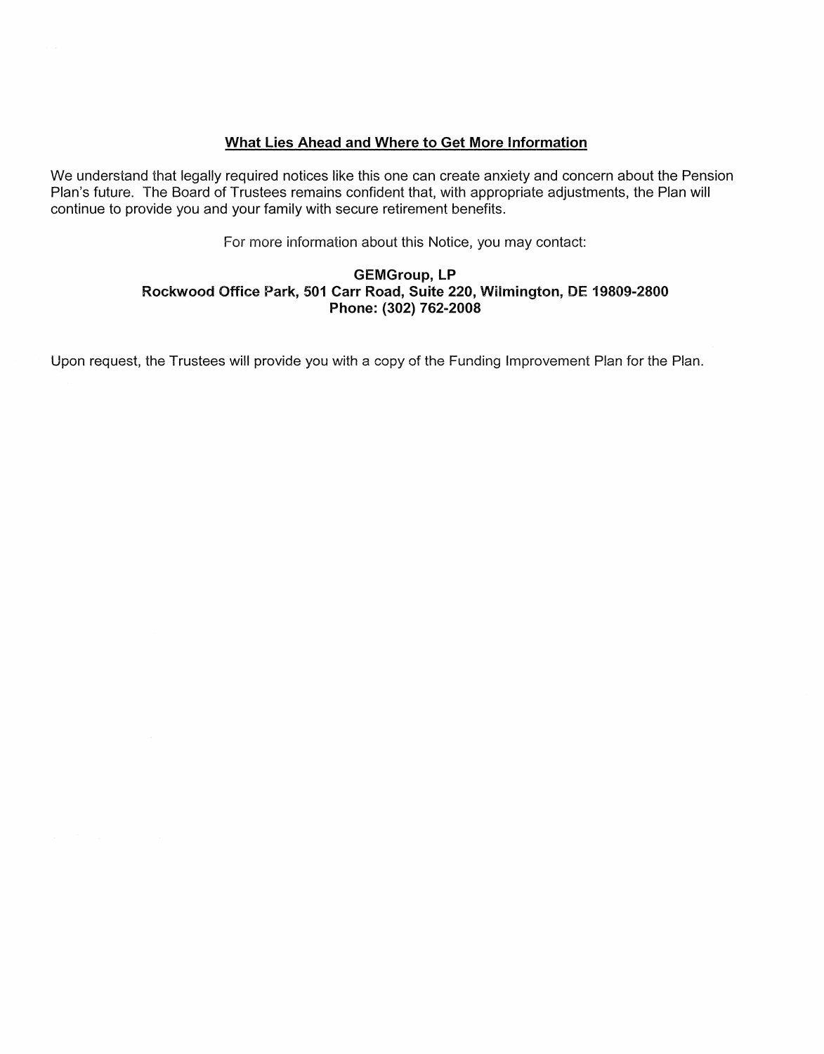## What Lies Ahead and Where to Get More Information

We understand that legally required notices like this one can create anxiety and concern about the Pension Plan's future. The Board of Trustees remains confident that, with appropriate adjustments, the Plan will continue to provide you and your family with secure retirement benefits.

For more information about this Notice, you may contact:

**GEMGroup, LP**
**Rockwood Office Park, 501 Carr Road, Suite 220, Wilmington, DE 19809-2800**
**Phone: (302) 762-2008**

Upon request, the Trustees will provide you with a copy of the Funding Improvement Plan for the Plan.